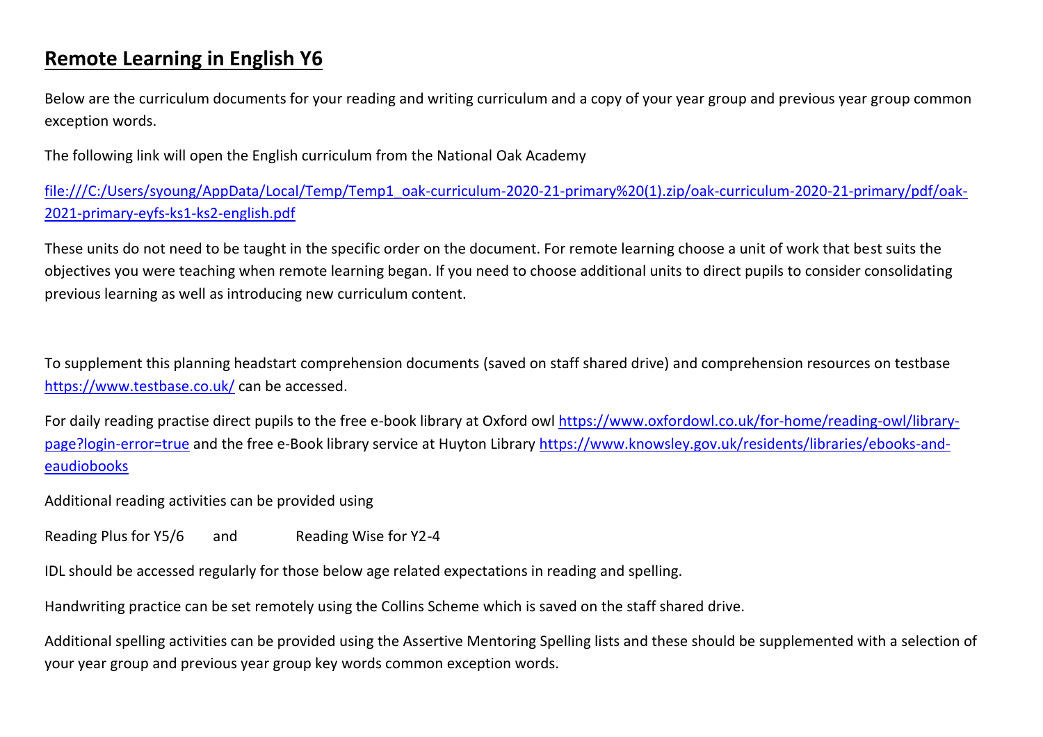# Remote Learning in English Y6

Below are the curriculum documents for your reading and writing curriculum and a copy of your year group and previous year group common exception words.

The following link will open the English curriculum from the National Oak Academy

[file:///C:/Users/syoung/AppData/Local/Temp/Temp1_oak-curriculum-2020-21-primary%20(1).zip/oak-curriculum-2020-21-primary/pdf/oak-2021-primary-eyfs-ks1-ks2-english.pdf](file:///C:/Users/syoung/AppData/Local/Temp/Temp1_oak-curriculum-2020-21-primary%20(1).zip/oak-curriculum-2020-21-primary/pdf/oak-2021-primary-eyfs-ks1-ks2-english.pdf)

These units do not need to be taught in the specific order on the document. For remote learning choose a unit of work that best suits the objectives you were teaching when remote learning began. If you need to choose additional units to direct pupils to consider consolidating previous learning as well as introducing new curriculum content.

To supplement this planning headstart comprehension documents (saved on staff shared drive) and comprehension resources on testbase [https://www.testbase.co.uk/](https://www.testbase.co.uk/) can be accessed.

For daily reading practise direct pupils to the free e-book library at Oxford owl [https://www.oxfordowl.co.uk/for-home/reading-owl/library-page?login-error=true](https://www.oxfordowl.co.uk/for-home/reading-owl/library-page?login-error=true) and the free e-Book library service at Huyton Library [https://www.knowsley.gov.uk/residents/libraries/ebooks-and-eaudiobooks](https://www.knowsley.gov.uk/residents/libraries/ebooks-and-eaudiobooks)

Additional reading activities can be provided using

Reading Plus for Y5/6 and Reading Wise for Y2-4

IDL should be accessed regularly for those below age related expectations in reading and spelling.

Handwriting practice can be set remotely using the Collins Scheme which is saved on the staff shared drive.

Additional spelling activities can be provided using the Assertive Mentoring Spelling lists and these should be supplemented with a selection of your year group and previous year group key words common exception words.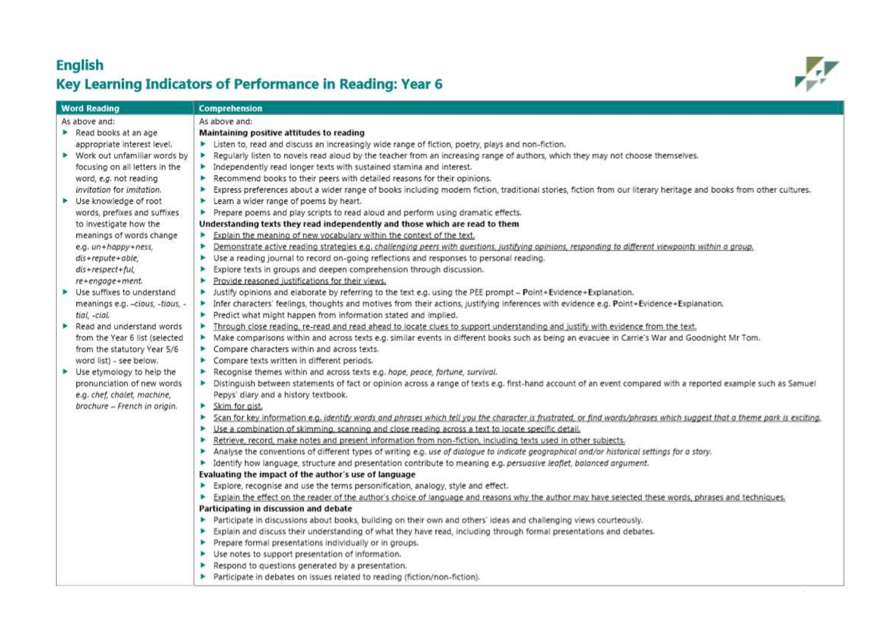# English
## Key Learning Indicators of Performance in Reading: Year 6

| Word Reading | Comprehension |
|---|---|
| As above and:<br>▸ Read books at an age appropriate interest level.<br>▸ Work out unfamiliar words by focusing on all letters in the word, *e.g.* not reading *invitation* for *imitation.*<br>▸ Use knowledge of root words, prefixes and suffixes to investigate how the meanings of words change e.g. *un+happy+ness, dis+repute+able, dis+respect+ful, re+engage+ment.*<br>▸ Use suffixes to understand meanings e.g. *–cious, -tious, -tial, -cial.*<br>▸ Read and understand words from the Year 6 list (selected from the statutory Year 5/6 word list) - see below.<br>▸ Use etymology to help the pronunciation of new words e.g. *chef, chalet, machine, brochure – French in origin.* | As above and:<br>**Maintaining positive attitudes to reading**<br>▸ Listen to, read and discuss an increasingly wide range of fiction, poetry, plays and non-fiction.<br>▸ Regularly listen to novels read aloud by the teacher from an increasing range of authors, which they may not choose themselves.<br>▸ Independently read longer texts with sustained stamina and interest.<br>▸ Recommend books to their peers with detailed reasons for their opinions.<br>▸ Express preferences about a wider range of books including modern fiction, traditional stories, fiction from our literary heritage and books from other cultures.<br>▸ Learn a wider range of poems by heart.<br>▸ Prepare poems and play scripts to read aloud and perform using dramatic effects.<br>**Understanding texts they read independently and those which are read to them**<br>▸ <u>Explain the meaning of new vocabulary within the context of the text.</u><br>▸ <u>Demonstrate active reading strategies e.g. *challenging peers with questions, justifying opinions, responding to different viewpoints within a group.*</u><br>▸ Use a reading journal to record on-going reflections and responses to personal reading.<br>▸ Explore texts in groups and deepen comprehension through discussion.<br>▸ <u>Provide reasoned justifications for their views.</u><br>▸ Justify opinions and elaborate by referring to the text e.g. using the PEE prompt – **P**oint+**E**vidence+**E**xplanation.<br>▸ Infer characters' feelings, thoughts and motives from their actions, justifying inferences with evidence e.g. **P**oint+**E**vidence+**E**xplanation.<br>▸ Predict what might happen from information stated and implied.<br>▸ <u>Through close reading, re-read and read ahead to locate clues to support understanding and justify with evidence from the text.</u><br>▸ Make comparisons within and across texts e.g. similar events in different books such as being an evacuee in Carrie's War and Goodnight Mr Tom.<br>▸ Compare characters within and across texts.<br>▸ Compare texts written in different periods.<br>▸ Recognise themes within and across texts e.g. *hope, peace, fortune, survival.*<br>▸ Distinguish between statements of fact or opinion across a range of texts e.g. first-hand account of an event compared with a reported example such as Samuel Pepys' diary and a history textbook.<br>▸ <u>Skim for gist.</u><br>▸ <u>Scan for key information e.g. *identify words and phrases which tell you the character is frustrated, or find words/phrases which suggest that a theme park is exciting.*</u><br>▸ <u>Use a combination of skimming, scanning and close reading across a text to locate specific detail.</u><br>▸ <u>Retrieve, record, make notes and present information from non-fiction, including texts used in other subjects.</u><br>▸ Analyse the conventions of different types of writing e.g. *use of dialogue to indicate geographical and/or historical settings for a story.*<br>▸ Identify how language, structure and presentation contribute to meaning e.g. *persuasive leaflet, balanced argument.*<br>**Evaluating the impact of the author's use of language**<br>▸ Explore, recognise and use the terms personification, analogy, style and effect.<br>▸ <u>Explain the effect on the reader of the author's choice of language and reasons why the author may have selected these words, phrases and techniques.</u><br>**Participating in discussion and debate**<br>▸ Participate in discussions about books, building on their own and others' ideas and challenging views courteously.<br>▸ Explain and discuss their understanding of what they have read, including through formal presentations and debates.<br>▸ Prepare formal presentations individually or in groups.<br>▸ Use notes to support presentation of information.<br>▸ Respond to questions generated by a presentation.<br>▸ Participate in debates on issues related to reading (fiction/non-fiction). |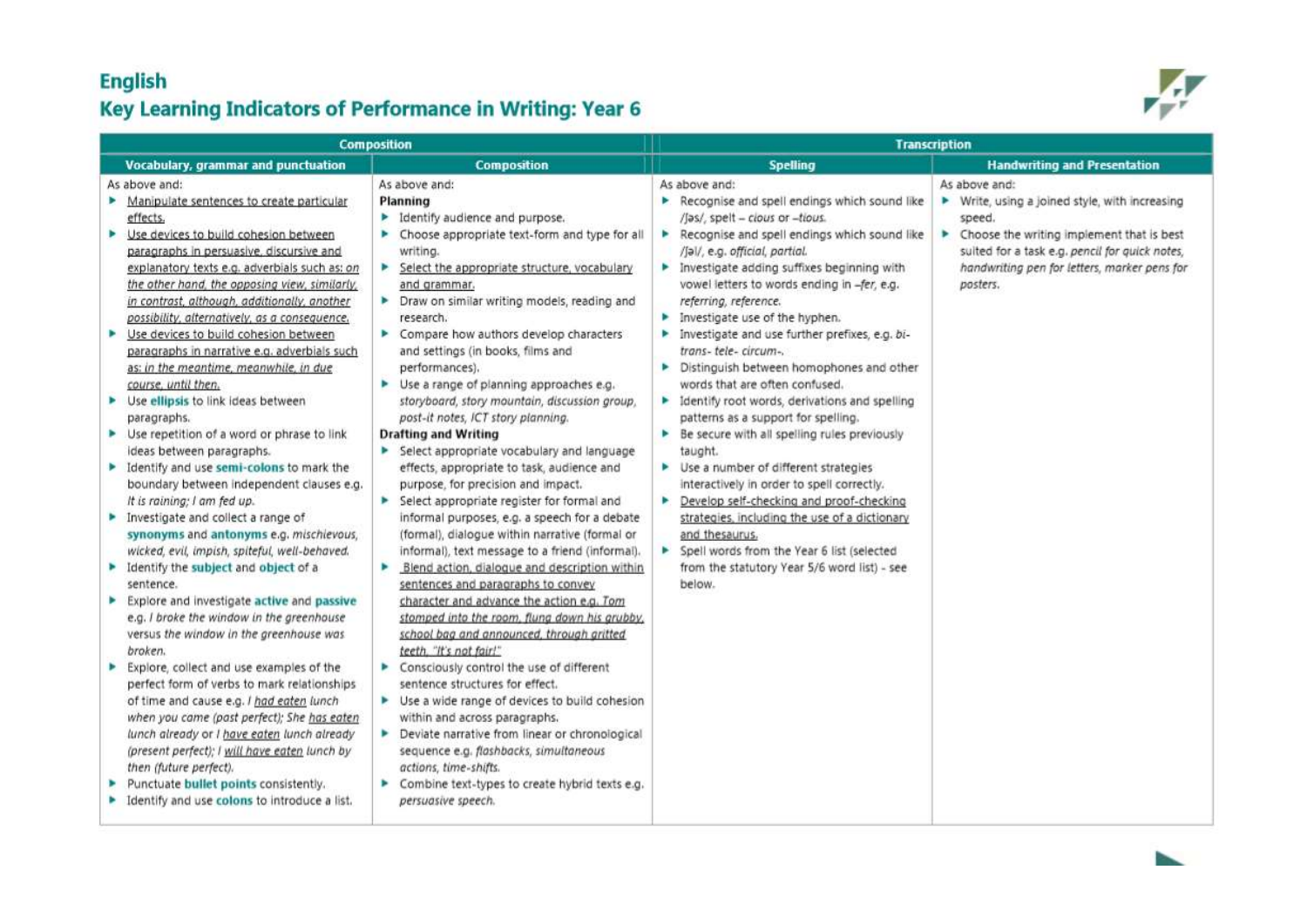# English

## Key Learning Indicators of Performance in Writing: Year 6

| Composition | | Transcription | |
|---|---|---|---|
| **Vocabulary, grammar and punctuation** | **Composition** | **Spelling** | **Handwriting and Presentation** |
| As above and:<br>▶ <u>Manipulate sentences to create particular effects.</u><br>▶ <u>Use devices to build cohesion between paragraphs in persuasive, discursive and explanatory texts e.g. adverbials such as: *on the other hand, the opposing view, similarly, in contrast, although, additionally, another possibility, alternatively, as a consequence.*</u><br>▶ <u>Use devices to build cohesion between paragraphs in narrative e.g. adverbials such as: *in the meantime, meanwhile, in due course, until then.*</u><br>▶ Use **ellipsis** to link ideas between paragraphs.<br>▶ Use repetition of a word or phrase to link ideas between paragraphs.<br>▶ Identify and use **semi-colons** to mark the boundary between independent clauses e.g. *It is raining; I am fed up.*<br>▶ Investigate and collect a range of **synonyms** and **antonyms** e.g. *mischievous, wicked, evil, impish, spiteful, well-behaved.*<br>▶ Identify the **subject** and **object** of a sentence.<br>▶ Explore and investigate **active** and **passive** e.g. *I broke the window in the greenhouse* versus *the window in the greenhouse was broken.*<br>▶ Explore, collect and use examples of the perfect form of verbs to mark relationships of time and cause e.g. *I <u>had eaten</u> lunch when you came* (past perfect); *She <u>has eaten</u> lunch already* or *I <u>have eaten</u> lunch already* (present perfect); *I <u>will have eaten</u> lunch by then* (future perfect).<br>▶ Punctuate **bullet points** consistently.<br>▶ Identify and use **colons** to introduce a list. | As above and:<br>**Planning**<br>▶ Identify audience and purpose.<br>▶ Choose appropriate text-form and type for all writing.<br>▶ <u>Select the appropriate structure, vocabulary and grammar.</u><br>▶ Draw on similar writing models, reading and research.<br>▶ Compare how authors develop characters and settings (in books, films and performances).<br>▶ Use a range of planning approaches e.g. *storyboard, story mountain, discussion group, post-it notes, ICT story planning.*<br>**Drafting and Writing**<br>▶ Select appropriate vocabulary and language effects, appropriate to task, audience and purpose, for precision and impact.<br>▶ Select appropriate register for formal and informal purposes, e.g. a speech for a debate (formal), dialogue within narrative (formal or informal), text message to a friend (informal).<br>▶ <u>Blend action, dialogue and description within sentences and paragraphs to convey character and advance the action e.g. *Tom stomped into the room, flung down his grubby school bag and announced, through gritted teeth, "It's not fair!"*</u><br>▶ Consciously control the use of different sentence structures for effect.<br>▶ Use a wide range of devices to build cohesion within and across paragraphs.<br>▶ Deviate narrative from linear or chronological sequence e.g. *flashbacks, simultaneous actions, time-shifts.*<br>▶ Combine text-types to create hybrid texts e.g. *persuasive speech.* | As above and:<br>▶ Recognise and spell endings which sound like /ʃəs/, spelt – *cious* or –*tious.*<br>▶ Recognise and spell endings which sound like /ʃəl/, e.g. *official, partial.*<br>▶ Investigate adding suffixes beginning with vowel letters to words ending in –*fer*, e.g. *referring, reference.*<br>▶ Investigate use of the hyphen.<br>▶ Investigate and use further prefixes, e.g. *bi- trans- tele- circum-.*<br>▶ Distinguish between homophones and other words that are often confused.<br>▶ Identify root words, derivations and spelling patterns as a support for spelling.<br>▶ Be secure with all spelling rules previously taught.<br>▶ Use a number of different strategies interactively in order to spell correctly.<br>▶ <u>Develop self-checking and proof-checking strategies, including the use of a dictionary and thesaurus.</u><br>▶ Spell words from the Year 6 list (selected from the statutory Year 5/6 word list) - see below. | As above and:<br>▶ Write, using a joined style, with increasing speed.<br>▶ Choose the writing implement that is best suited for a task e.g. *pencil for quick notes, handwriting pen for letters, marker pens for posters.* |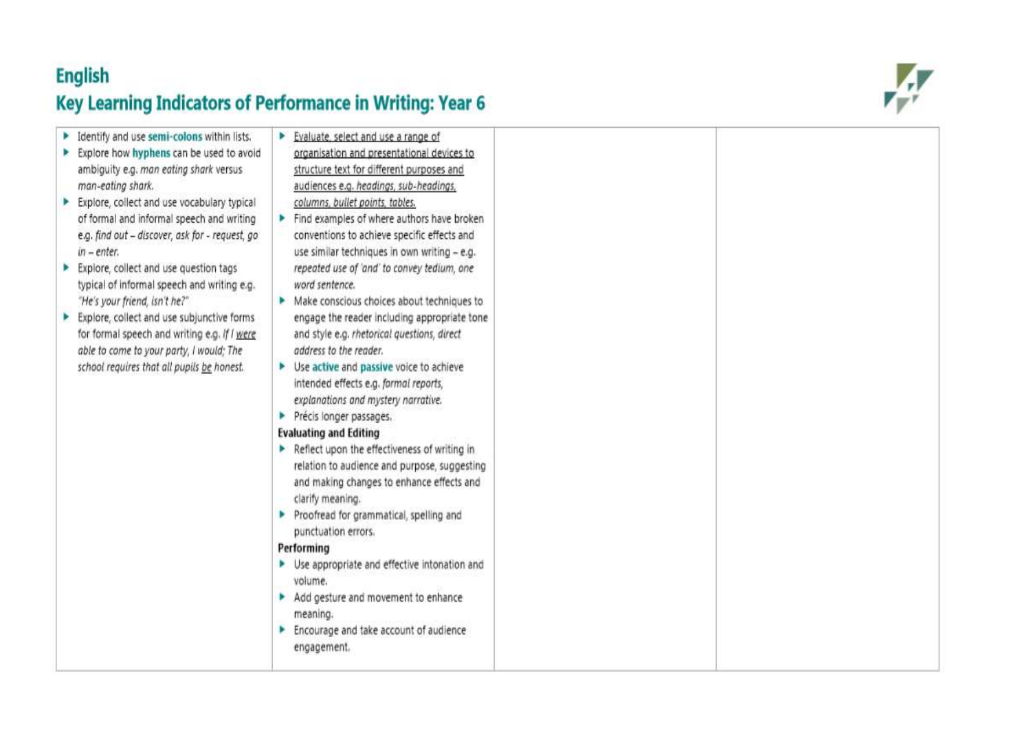# English

## Key Learning Indicators of Performance in Writing: Year 6

| | | | |
|---|---|---|---|
| ▸ Identify and use **semi-colons** within lists.<br>▸ Explore how **hyphens** can be used to avoid ambiguity e.g. *man eating shark* versus *man-eating shark.*<br>▸ Explore, collect and use vocabulary typical of formal and informal speech and writing e.g. *find out – discover, ask for - request, go in – enter.*<br>▸ Explore, collect and use question tags typical of informal speech and writing e.g. *"He's your friend, isn't he?"*<br>▸ Explore, collect and use subjunctive forms for formal speech and writing e.g. *If I <u>were</u> able to come to your party, I would; The school requires that all pupils <u>be</u> honest.* | ▸ <u>Evaluate, select and use a range of organisation and presentational devices to structure text for different purposes and audiences e.g. *headings, sub-headings, columns, bullet points, tables.*</u><br>▸ Find examples of where authors have broken conventions to achieve specific effects and use similar techniques in own writing – e.g. *repeated use of 'and' to convey tedium, one word sentence.*<br>▸ Make conscious choices about techniques to engage the reader including appropriate tone and style e.g. *rhetorical questions, direct address to the reader.*<br>▸ Use **active** and **passive** voice to achieve intended effects e.g. *formal reports, explanations and mystery narrative.*<br>▸ Précis longer passages.<br>**Evaluating and Editing**<br>▸ Reflect upon the effectiveness of writing in relation to audience and purpose, suggesting and making changes to enhance effects and clarify meaning.<br>▸ Proofread for grammatical, spelling and punctuation errors.<br>**Performing**<br>▸ Use appropriate and effective intonation and volume.<br>▸ Add gesture and movement to enhance meaning.<br>▸ Encourage and take account of audience engagement. | | |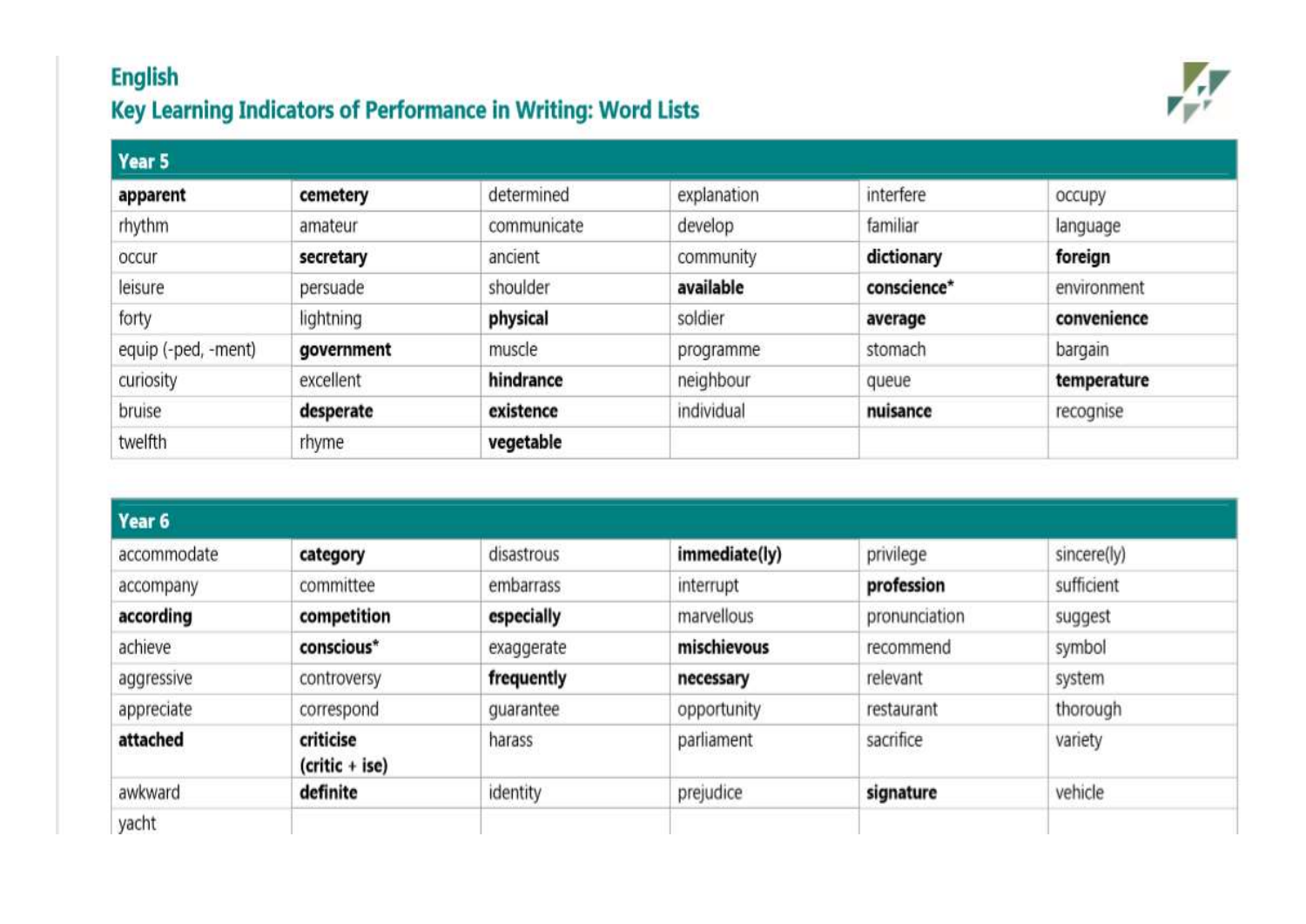# English

## Key Learning Indicators of Performance in Writing: Word Lists

| Year 5 | | | | | |
|---|---|---|---|---|---|
| **apparent** | **cemetery** | determined | explanation | interfere | occupy |
| rhythm | amateur | communicate | develop | familiar | language |
| occur | **secretary** | ancient | community | **dictionary** | **foreign** |
| leisure | persuade | shoulder | **available** | **conscience*** | environment |
| forty | lightning | **physical** | soldier | **average** | **convenience** |
| equip (-ped, -ment) | **government** | muscle | programme | stomach | bargain |
| curiosity | excellent | **hindrance** | neighbour | queue | **temperature** |
| bruise | **desperate** | **existence** | individual | **nuisance** | recognise |
| twelfth | rhyme | **vegetable** | | | |

| Year 6 | | | | | |
|---|---|---|---|---|---|
| accommodate | **category** | disastrous | **immediate(ly)** | privilege | sincere(ly) |
| accompany | committee | embarrass | interrupt | **profession** | sufficient |
| **according** | **competition** | **especially** | marvellous | pronunciation | suggest |
| achieve | **conscious*** | exaggerate | **mischievous** | recommend | symbol |
| aggressive | controversy | **frequently** | **necessary** | relevant | system |
| appreciate | correspond | guarantee | opportunity | restaurant | thorough |
| **attached** | **criticise (critic + ise)** | harass | parliament | sacrifice | variety |
| awkward | **definite** | identity | prejudice | **signature** | vehicle |
| yacht | | | | | |